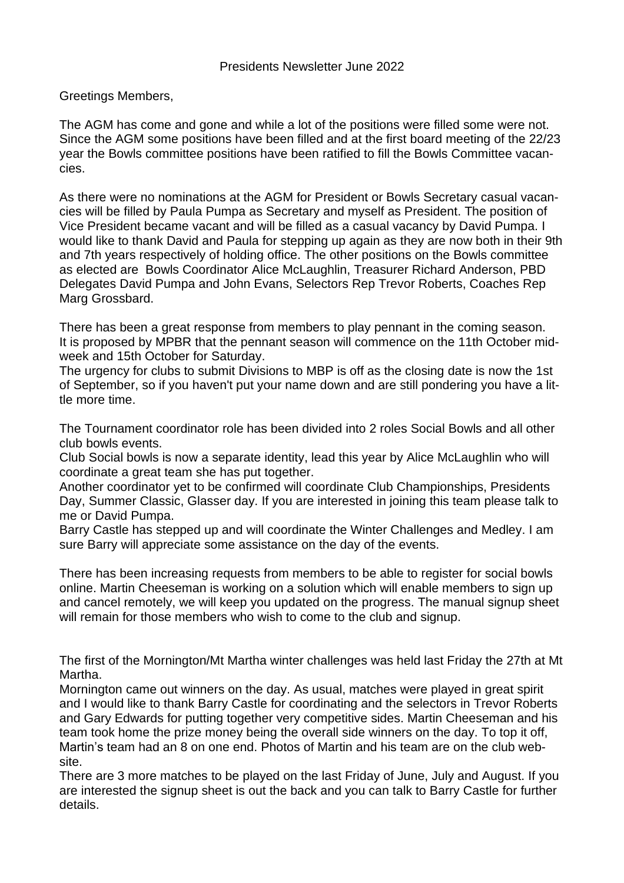# Presidents Newsletter June 2022

Greetings Members,

The AGM has come and gone and while a lot of the positions were filled some were not. Since the AGM some positions have been filled and at the first board meeting of the 22/23 year the Bowls committee positions have been ratified to fill the Bowls Committee vacancies.

As there were no nominations at the AGM for President or Bowls Secretary casual vacancies will be filled by Paula Pumpa as Secretary and myself as President. The position of Vice President became vacant and will be filled as a casual vacancy by David Pumpa. I would like to thank David and Paula for stepping up again as they are now both in their 9th and 7th years respectively of holding office. The other positions on the Bowls committee as elected are Bowls Coordinator Alice McLaughlin, Treasurer Richard Anderson, PBD Delegates David Pumpa and John Evans, Selectors Rep Trevor Roberts, Coaches Rep Marg Grossbard.

There has been a great response from members to play pennant in the coming season. It is proposed by MPBR that the pennant season will commence on the 11th October midweek and 15th October for Saturday.
The urgency for clubs to submit Divisions to MBP is off as the closing date is now the 1st of September, so if you haven't put your name down and are still pondering you have a little more time.

The Tournament coordinator role has been divided into 2 roles Social Bowls and all other club bowls events.
Club Social bowls is now a separate identity, lead this year by Alice McLaughlin who will coordinate a great team she has put together.
Another coordinator yet to be confirmed will coordinate Club Championships, Presidents Day, Summer Classic, Glasser day. If you are interested in joining this team please talk to me or David Pumpa.
Barry Castle has stepped up and will coordinate the Winter Challenges and Medley. I am sure Barry will appreciate some assistance on the day of the events.

There has been increasing requests from members to be able to register for social bowls online. Martin Cheeseman is working on a solution which will enable members to sign up and cancel remotely, we will keep you updated on the progress. The manual signup sheet will remain for those members who wish to come to the club and signup.

The first of the Mornington/Mt Martha winter challenges was held last Friday the 27th at Mt Martha.
Mornington came out winners on the day. As usual, matches were played in great spirit and I would like to thank Barry Castle for coordinating and the selectors in Trevor Roberts and Gary Edwards for putting together very competitive sides. Martin Cheeseman and his team took home the prize money being the overall side winners on the day. To top it off, Martin's team had an 8 on one end. Photos of Martin and his team are on the club website.
There are 3 more matches to be played on the last Friday of June, July and August. If you are interested the signup sheet is out the back and you can talk to Barry Castle for further details.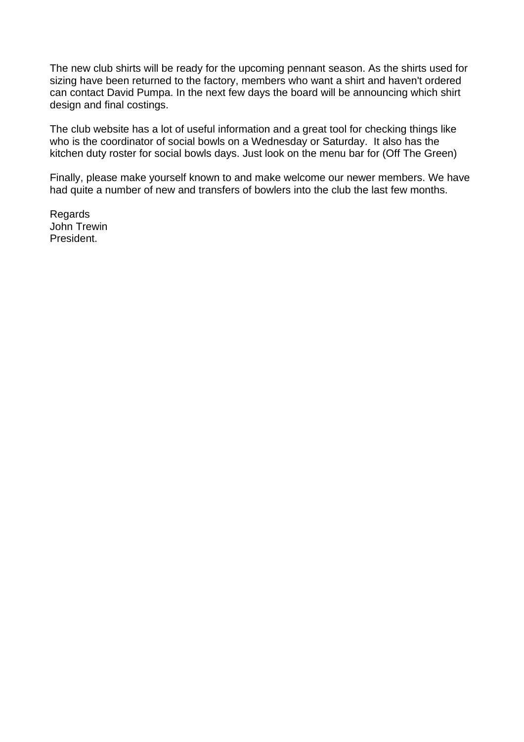The new club shirts will be ready for the upcoming pennant season. As the shirts used for sizing have been returned to the factory, members who want a shirt and haven't ordered can contact David Pumpa. In the next few days the board will be announcing which shirt design and final costings.

The club website has a lot of useful information and a great tool for checking things like who is the coordinator of social bowls on a Wednesday or Saturday. It also has the kitchen duty roster for social bowls days. Just look on the menu bar for (Off The Green)

Finally, please make yourself known to and make welcome our newer members. We have had quite a number of new and transfers of bowlers into the club the last few months.

Regards
John Trewin
President.